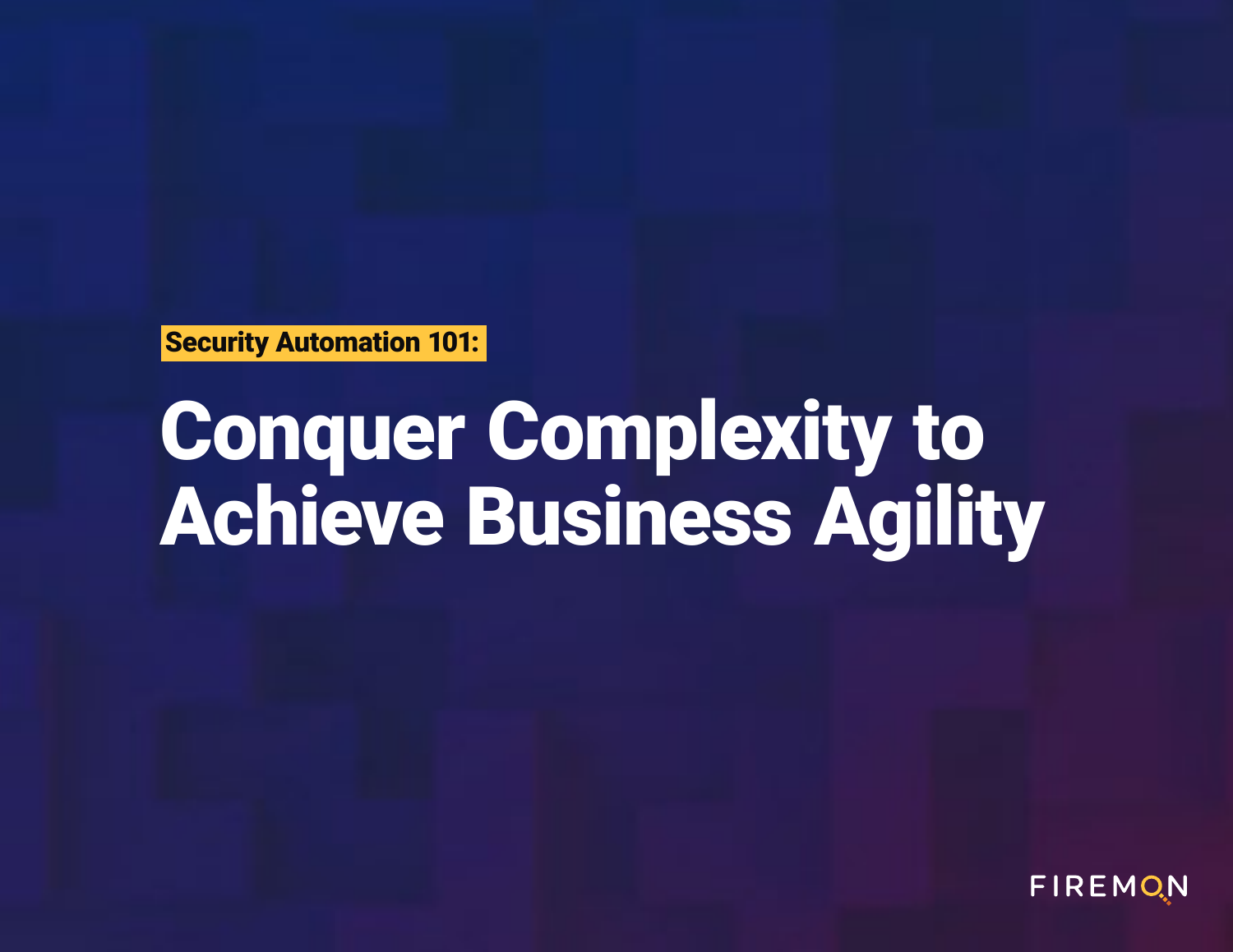Security Automation 101:

# Conquer Complexity to Achieve Business Agility

FIREMON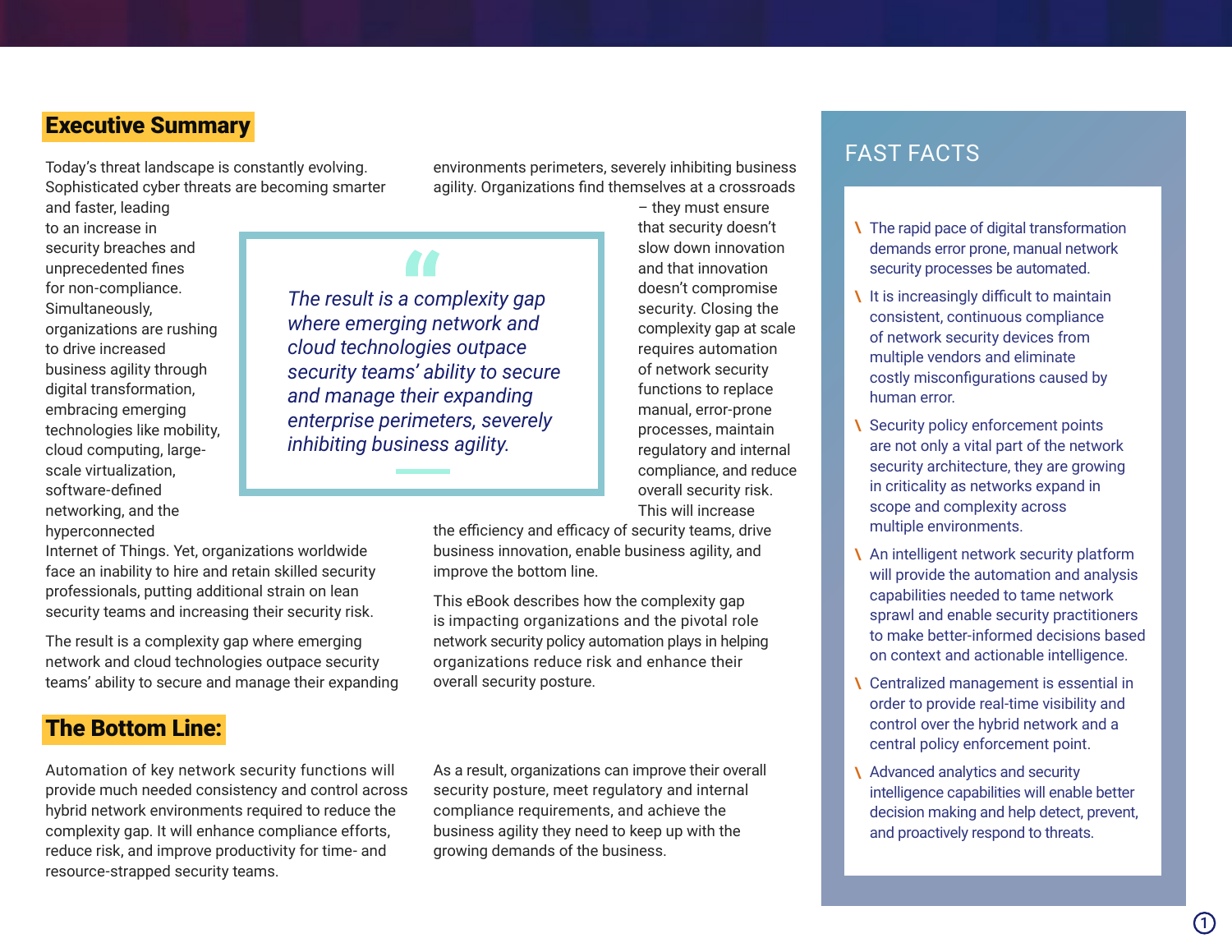## Executive Summary

Today's threat landscape is constantly evolving. Sophisticated cyber threats are becoming smarter and faster, leading to an increase in security breaches and unprecedented fines for non-compliance. Simultaneously, organizations are rushing to drive increased business agility through digital transformation, embracing emerging technologies like mobility, cloud computing, large-scale virtualization, software-defined networking, and the hyperconnected Internet of Things. Yet, organizations worldwide face an inability to hire and retain skilled security professionals, putting additional strain on lean security teams and increasing their security risk.

> *The result is a complexity gap where emerging network and cloud technologies outpace security teams' ability to secure and manage their expanding enterprise perimeters, severely inhibiting business agility.*

The result is a complexity gap where emerging network and cloud technologies outpace security teams' ability to secure and manage their expanding environments perimeters, severely inhibiting business agility. Organizations find themselves at a crossroads – they must ensure that security doesn't slow down innovation and that innovation doesn't compromise security. Closing the complexity gap at scale requires automation of network security functions to replace manual, error-prone processes, maintain regulatory and internal compliance, and reduce overall security risk. This will increase the efficiency and efficacy of security teams, drive business innovation, enable business agility, and improve the bottom line.

This eBook describes how the complexity gap is impacting organizations and the pivotal role network security policy automation plays in helping organizations reduce risk and enhance their overall security posture.

## The Bottom Line:

Automation of key network security functions will provide much needed consistency and control across hybrid network environments required to reduce the complexity gap. It will enhance compliance efforts, reduce risk, and improve productivity for time- and resource-strapped security teams.

As a result, organizations can improve their overall security posture, meet regulatory and internal compliance requirements, and achieve the business agility they need to keep up with the growing demands of the business.

## FAST FACTS

- The rapid pace of digital transformation demands error prone, manual network security processes be automated.
- It is increasingly difficult to maintain consistent, continuous compliance of network security devices from multiple vendors and eliminate costly misconfigurations caused by human error.
- Security policy enforcement points are not only a vital part of the network security architecture, they are growing in criticality as networks expand in scope and complexity across multiple environments.
- An intelligent network security platform will provide the automation and analysis capabilities needed to tame network sprawl and enable security practitioners to make better-informed decisions based on context and actionable intelligence.
- Centralized management is essential in order to provide real-time visibility and control over the hybrid network and a central policy enforcement point.
- Advanced analytics and security intelligence capabilities will enable better decision making and help detect, prevent, and proactively respond to threats.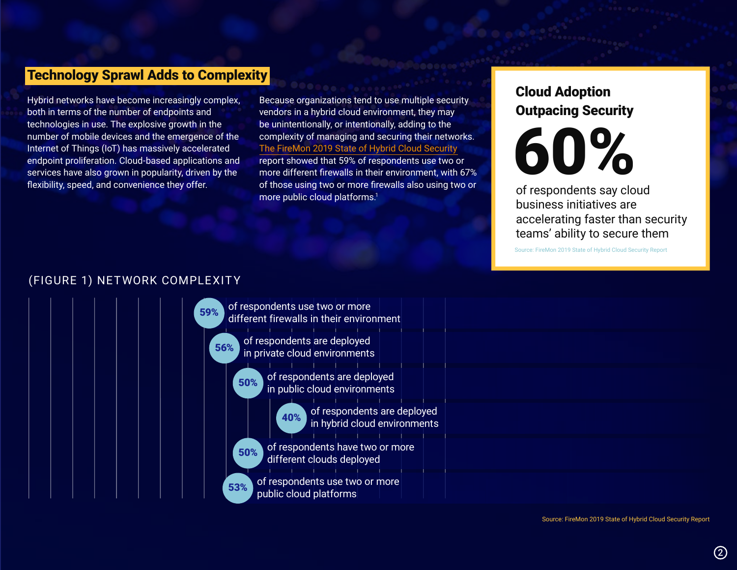## Technology Sprawl Adds to Complexity

Hybrid networks have become increasingly complex, both in terms of the number of endpoints and technologies in use. The explosive growth in the number of mobile devices and the emergence of the Internet of Things (IoT) has massively accelerated endpoint proliferation. Cloud-based applications and services have also grown in popularity, driven by the flexibility, speed, and convenience they offer.

Because organizations tend to use multiple security vendors in a hybrid cloud environment, they may be unintentionally, or intentionally, adding to the complexity of managing and securing their networks. The FireMon 2019 State of Hybrid Cloud Security report showed that 59% of respondents use two or more different firewalls in their environment, with 67% of those using two or more firewalls also using two or more public cloud platforms.[1]

### Cloud Adoption Outpacing Security

**60%**

of respondents say cloud business initiatives are accelerating faster than security teams' ability to secure them

Source: FireMon 2019 State of Hybrid Cloud Security Report

### (FIGURE 1) NETWORK COMPLEXITY

- **59%** of respondents use two or more different firewalls in their environment
- **56%** of respondents are deployed in private cloud environments
- **50%** of respondents are deployed in public cloud environments
- **40%** of respondents are deployed in hybrid cloud environments
- **50%** of respondents have two or more different clouds deployed
- **53%** of respondents use two or more public cloud platforms

Source: FireMon 2019 State of Hybrid Cloud Security Report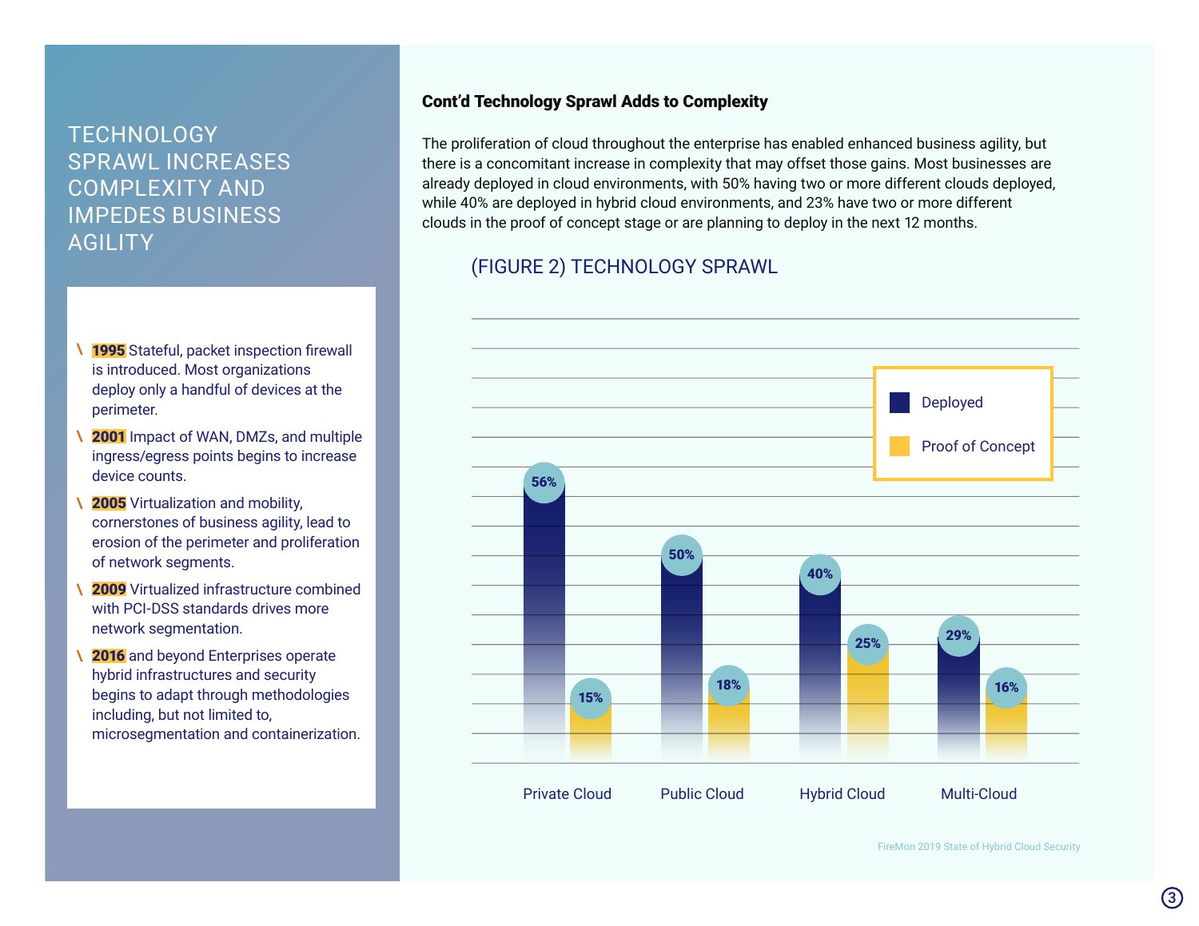# TECHNOLOGY SPRAWL INCREASES COMPLEXITY AND IMPEDES BUSINESS AGILITY

- **1995** Stateful, packet inspection firewall is introduced. Most organizations deploy only a handful of devices at the perimeter.
- **2001** Impact of WAN, DMZs, and multiple ingress/egress points begins to increase device counts.
- **2005** Virtualization and mobility, cornerstones of business agility, lead to erosion of the perimeter and proliferation of network segments.
- **2009** Virtualized infrastructure combined with PCI-DSS standards drives more network segmentation.
- **2016** and beyond Enterprises operate hybrid infrastructures and security begins to adapt through methodologies including, but not limited to, microsegmentation and containerization.

**Cont'd Technology Sprawl Adds to Complexity**

The proliferation of cloud throughout the enterprise has enabled enhanced business agility, but there is a concomitant increase in complexity that may offset those gains. Most businesses are already deployed in cloud environments, with 50% having two or more different clouds deployed, while 40% are deployed in hybrid cloud environments, and 23% have two or more different clouds in the proof of concept stage or are planning to deploy in the next 12 months.

## (FIGURE 2) TECHNOLOGY SPRAWL

| | Deployed | Proof of Concept |
|---|---|---|
| Private Cloud | 56% | 15% |
| Public Cloud | 50% | 18% |
| Hybrid Cloud | 40% | 25% |
| Multi-Cloud | 29% | 16% |

FireMon 2019 State of Hybrid Cloud Security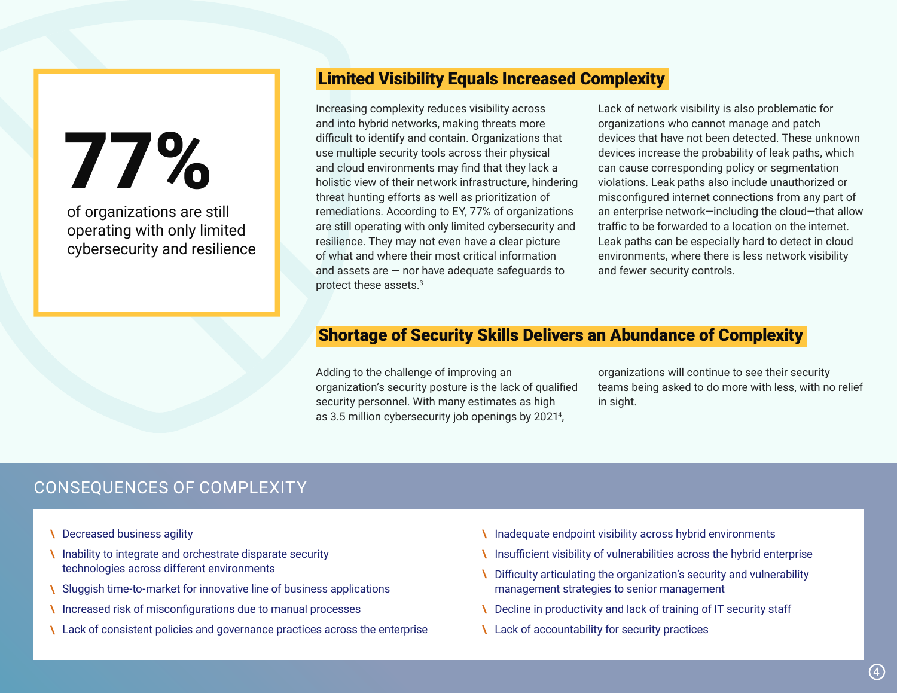**77%**

of organizations are still operating with only limited cybersecurity and resilience

## Limited Visibility Equals Increased Complexity

Increasing complexity reduces visibility across and into hybrid networks, making threats more difficult to identify and contain. Organizations that use multiple security tools across their physical and cloud environments may find that they lack a holistic view of their network infrastructure, hindering threat hunting efforts as well as prioritization of remediations. According to EY, 77% of organizations are still operating with only limited cybersecurity and resilience. They may not even have a clear picture of what and where their most critical information and assets are — nor have adequate safeguards to protect these assets.[3]

Lack of network visibility is also problematic for organizations who cannot manage and patch devices that have not been detected. These unknown devices increase the probability of leak paths, which can cause corresponding policy or segmentation violations. Leak paths also include unauthorized or misconfigured internet connections from any part of an enterprise network—including the cloud—that allow traffic to be forwarded to a location on the internet. Leak paths can be especially hard to detect in cloud environments, where there is less network visibility and fewer security controls.

## Shortage of Security Skills Delivers an Abundance of Complexity

Adding to the challenge of improving an organization's security posture is the lack of qualified security personnel. With many estimates as high as 3.5 million cybersecurity job openings by 2021[4], organizations will continue to see their security teams being asked to do more with less, with no relief in sight.

## CONSEQUENCES OF COMPLEXITY

- Decreased business agility
- Inability to integrate and orchestrate disparate security technologies across different environments
- Sluggish time-to-market for innovative line of business applications
- Increased risk of misconfigurations due to manual processes
- Lack of consistent policies and governance practices across the enterprise
- Inadequate endpoint visibility across hybrid environments
- Insufficient visibility of vulnerabilities across the hybrid enterprise
- Difficulty articulating the organization's security and vulnerability management strategies to senior management
- Decline in productivity and lack of training of IT security staff
- Lack of accountability for security practices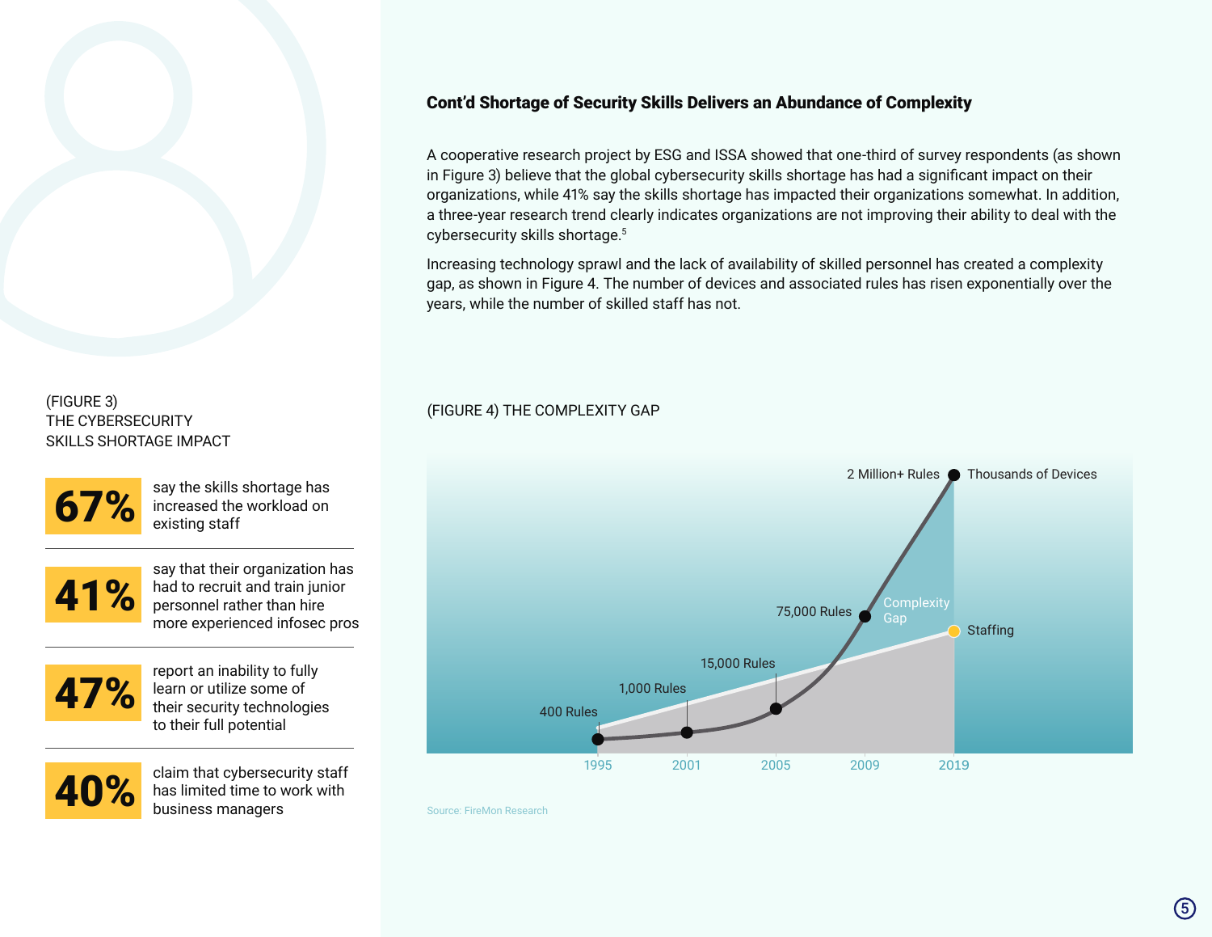## Cont'd Shortage of Security Skills Delivers an Abundance of Complexity

A cooperative research project by ESG and ISSA showed that one-third of survey respondents (as shown in Figure 3) believe that the global cybersecurity skills shortage has had a significant impact on their organizations, while 41% say the skills shortage has impacted their organizations somewhat. In addition, a three-year research trend clearly indicates organizations are not improving their ability to deal with the cybersecurity skills shortage.[5]

Increasing technology sprawl and the lack of availability of skilled personnel has created a complexity gap, as shown in Figure 4. The number of devices and associated rules has risen exponentially over the years, while the number of skilled staff has not.

(FIGURE 3)
THE CYBERSECURITY SKILLS SHORTAGE IMPACT

**67%** say the skills shortage has increased the workload on existing staff

**41%** say that their organization has had to recruit and train junior personnel rather than hire more experienced infosec pros

**47%** report an inability to fully learn or utilize some of their security technologies to their full potential

**40%** claim that cybersecurity staff has limited time to work with business managers

(FIGURE 4) THE COMPLEXITY GAP

| Year | Rules |
|---|---|
| 1995 | 400 Rules |
| 2001 | 1,000 Rules |
| 2005 | 15,000 Rules |
| 2009 | 75,000 Rules |
| 2019 | 2 Million+ Rules (Thousands of Devices) |

Complexity Gap; Staffing

Source: FireMon Research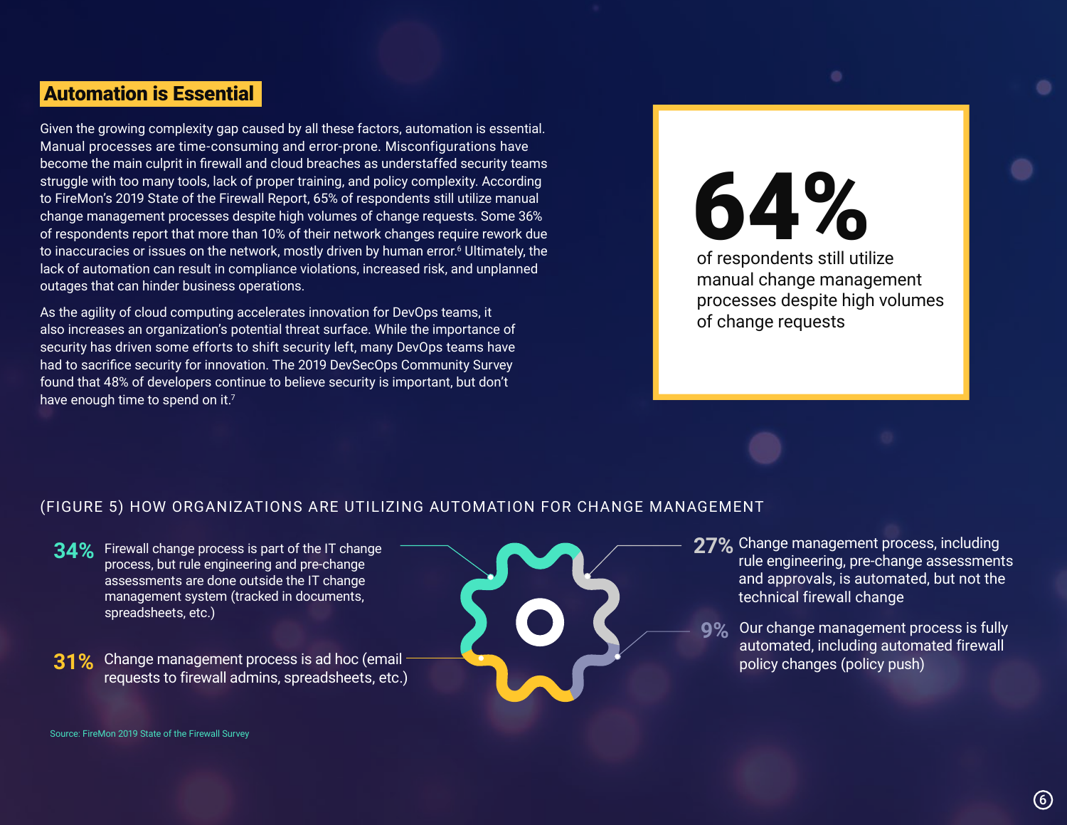## Automation is Essential

Given the growing complexity gap caused by all these factors, automation is essential. Manual processes are time-consuming and error-prone. Misconfigurations have become the main culprit in firewall and cloud breaches as understaffed security teams struggle with too many tools, lack of proper training, and policy complexity. According to FireMon's 2019 State of the Firewall Report, 65% of respondents still utilize manual change management processes despite high volumes of change requests. Some 36% of respondents report that more than 10% of their network changes require rework due to inaccuracies or issues on the network, mostly driven by human error.[6] Ultimately, the lack of automation can result in compliance violations, increased risk, and unplanned outages that can hinder business operations.

As the agility of cloud computing accelerates innovation for DevOps teams, it also increases an organization's potential threat surface. While the importance of security has driven some efforts to shift security left, many DevOps teams have had to sacrifice security for innovation. The 2019 DevSecOps Community Survey found that 48% of developers continue to believe security is important, but don't have enough time to spend on it.[7]

**64%**

of respondents still utilize manual change management processes despite high volumes of change requests

(FIGURE 5) HOW ORGANIZATIONS ARE UTILIZING AUTOMATION FOR CHANGE MANAGEMENT

- **34%** Firewall change process is part of the IT change process, but rule engineering and pre-change assessments are done outside the IT change management system (tracked in documents, spreadsheets, etc.)
- **31%** Change management process is ad hoc (email requests to firewall admins, spreadsheets, etc.)
- **27%** Change management process, including rule engineering, pre-change assessments and approvals, is automated, but not the technical firewall change
- **9%** Our change management process is fully automated, including automated firewall policy changes (policy push)

Source: FireMon 2019 State of the Firewall Survey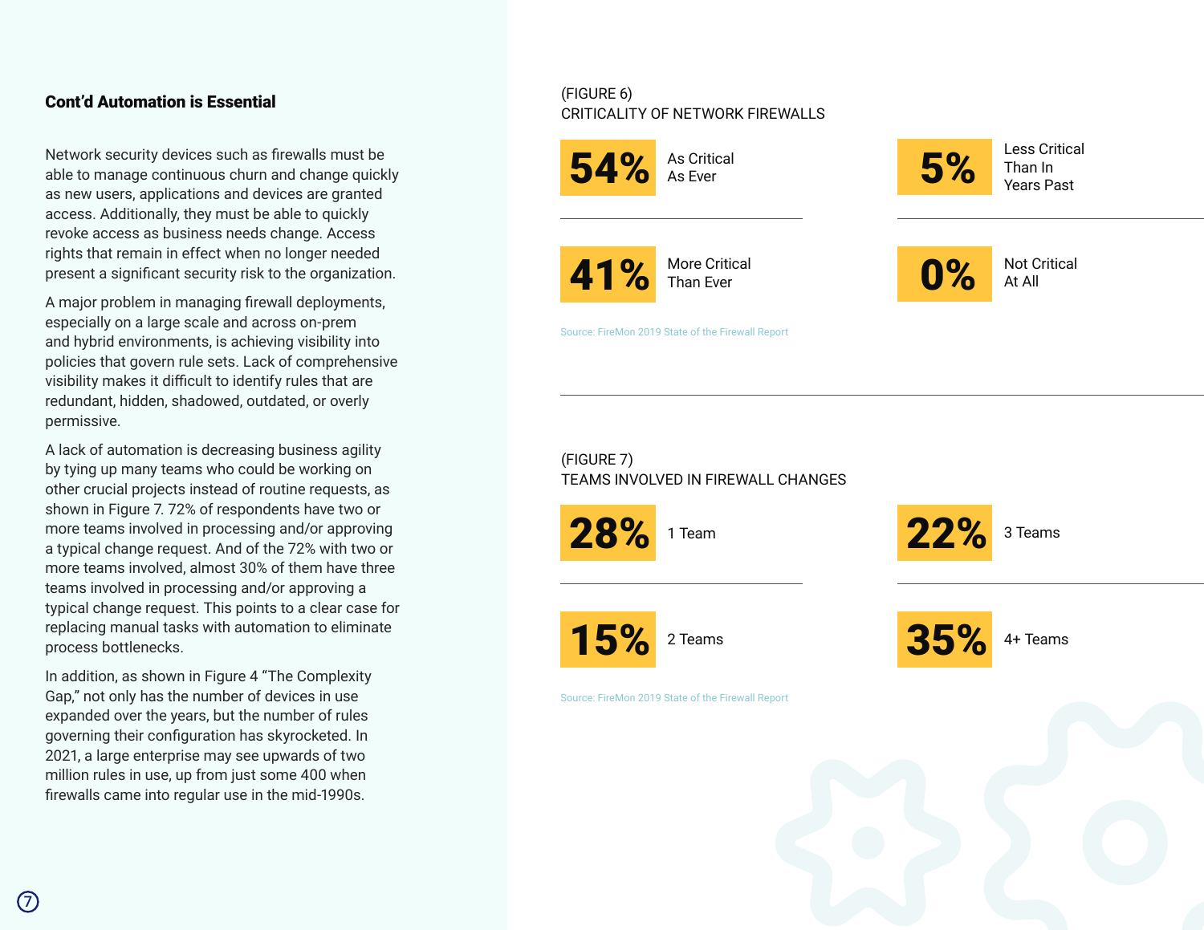## Cont'd Automation is Essential

Network security devices such as firewalls must be able to manage continuous churn and change quickly as new users, applications and devices are granted access. Additionally, they must be able to quickly revoke access as business needs change. Access rights that remain in effect when no longer needed present a significant security risk to the organization.

A major problem in managing firewall deployments, especially on a large scale and across on-prem and hybrid environments, is achieving visibility into policies that govern rule sets. Lack of comprehensive visibility makes it difficult to identify rules that are redundant, hidden, shadowed, outdated, or overly permissive.

A lack of automation is decreasing business agility by tying up many teams who could be working on other crucial projects instead of routine requests, as shown in Figure 7. 72% of respondents have two or more teams involved in processing and/or approving a typical change request. And of the 72% with two or more teams involved, almost 30% of them have three teams involved in processing and/or approving a typical change request. This points to a clear case for replacing manual tasks with automation to eliminate process bottlenecks.

In addition, as shown in Figure 4 "The Complexity Gap," not only has the number of devices in use expanded over the years, but the number of rules governing their configuration has skyrocketed. In 2021, a large enterprise may see upwards of two million rules in use, up from just some 400 when firewalls came into regular use in the mid-1990s.

(FIGURE 6)
CRITICALITY OF NETWORK FIREWALLS

| Percentage | Response |
|---|---|
| 54% | As Critical As Ever |
| 5% | Less Critical Than In Years Past |
| 41% | More Critical Than Ever |
| 0% | Not Critical At All |

Source: FireMon 2019 State of the Firewall Report

(FIGURE 7)
TEAMS INVOLVED IN FIREWALL CHANGES

| Percentage | Teams |
|---|---|
| 28% | 1 Team |
| 22% | 3 Teams |
| 15% | 2 Teams |
| 35% | 4+ Teams |

Source: FireMon 2019 State of the Firewall Report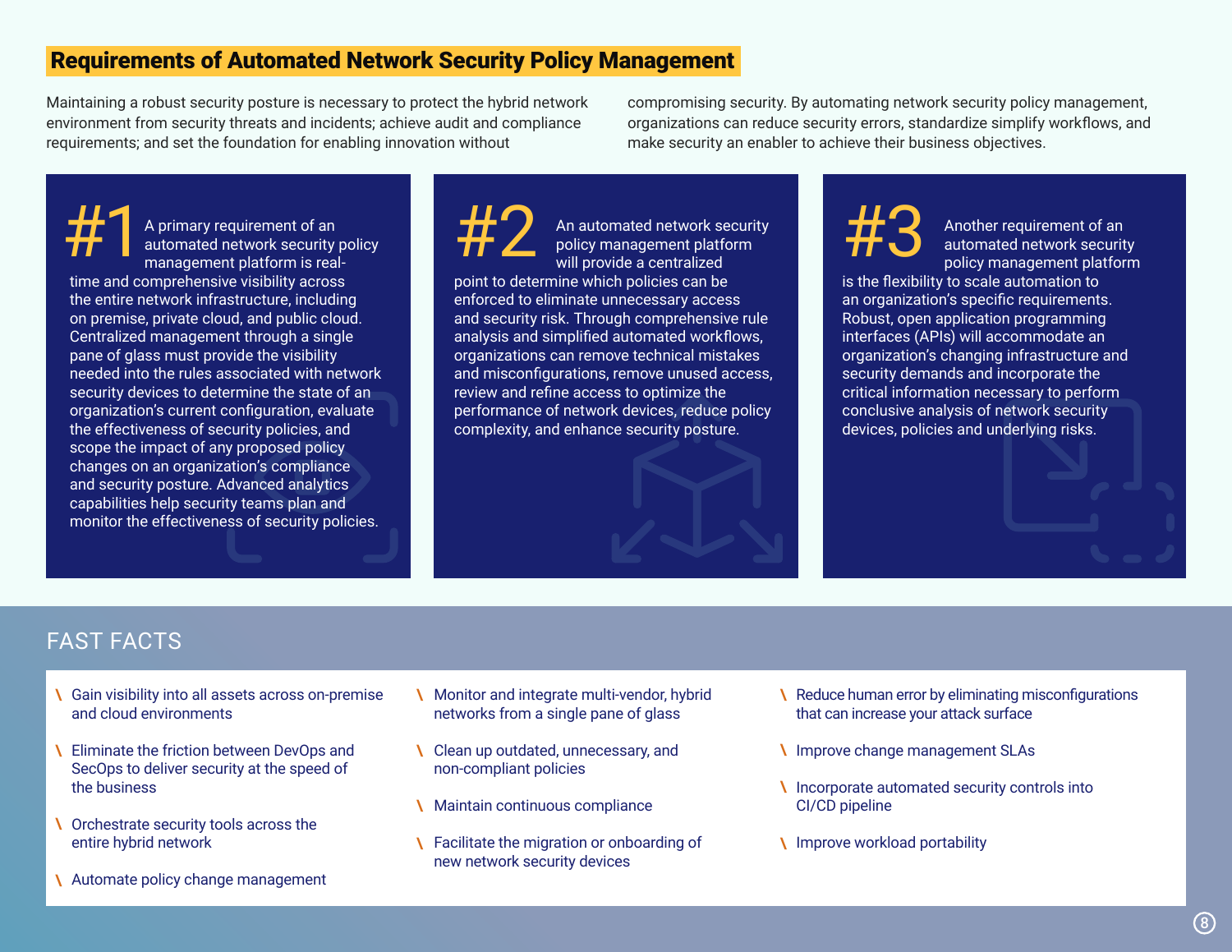## Requirements of Automated Network Security Policy Management

Maintaining a robust security posture is necessary to protect the hybrid network environment from security threats and incidents; achieve audit and compliance requirements; and set the foundation for enabling innovation without compromising security. By automating network security policy management, organizations can reduce security errors, standardize simplify workflows, and make security an enabler to achieve their business objectives.

**#1** A primary requirement of an automated network security policy management platform is real-time and comprehensive visibility across the entire network infrastructure, including on premise, private cloud, and public cloud. Centralized management through a single pane of glass must provide the visibility needed into the rules associated with network security devices to determine the state of an organization's current configuration, evaluate the effectiveness of security policies, and scope the impact of any proposed policy changes on an organization's compliance and security posture. Advanced analytics capabilities help security teams plan and monitor the effectiveness of security policies.

**#2** An automated network security policy management platform will provide a centralized point to determine which policies can be enforced to eliminate unnecessary access and security risk. Through comprehensive rule analysis and simplified automated workflows, organizations can remove technical mistakes and misconfigurations, remove unused access, review and refine access to optimize the performance of network devices, reduce policy complexity, and enhance security posture.

**#3** Another requirement of an automated network security policy management platform is the flexibility to scale automation to an organization's specific requirements. Robust, open application programming interfaces (APIs) will accommodate an organization's changing infrastructure and security demands and incorporate the critical information necessary to perform conclusive analysis of network security devices, policies and underlying risks.

## FAST FACTS

- Gain visibility into all assets across on-premise and cloud environments
- Eliminate the friction between DevOps and SecOps to deliver security at the speed of the business
- Orchestrate security tools across the entire hybrid network
- Automate policy change management
- Monitor and integrate multi-vendor, hybrid networks from a single pane of glass
- Clean up outdated, unnecessary, and non-compliant policies
- Maintain continuous compliance
- Facilitate the migration or onboarding of new network security devices
- Reduce human error by eliminating misconfigurations that can increase your attack surface
- Improve change management SLAs
- Incorporate automated security controls into CI/CD pipeline
- Improve workload portability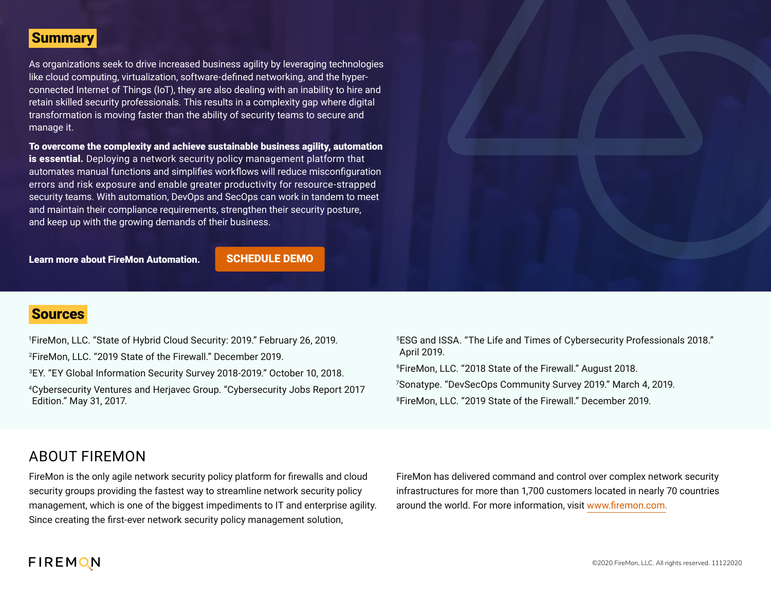## Summary

As organizations seek to drive increased business agility by leveraging technologies like cloud computing, virtualization, software-defined networking, and the hyper-connected Internet of Things (IoT), they are also dealing with an inability to hire and retain skilled security professionals. This results in a complexity gap where digital transformation is moving faster than the ability of security teams to secure and manage it.

**To overcome the complexity and achieve sustainable business agility, automation is essential.** Deploying a network security policy management platform that automates manual functions and simplifies workflows will reduce misconfiguration errors and risk exposure and enable greater productivity for resource-strapped security teams. With automation, DevOps and SecOps can work in tandem to meet and maintain their compliance requirements, strengthen their security posture, and keep up with the growing demands of their business.

**Learn more about FireMon Automation.** SCHEDULE DEMO

## Sources

[1]FireMon, LLC. "State of Hybrid Cloud Security: 2019." February 26, 2019.

[2]FireMon, LLC. "2019 State of the Firewall." December 2019.

[3]EY. "EY Global Information Security Survey 2018-2019." October 10, 2018.

[4]Cybersecurity Ventures and Herjavec Group. "Cybersecurity Jobs Report 2017 Edition." May 31, 2017.

[5]ESG and ISSA. "The Life and Times of Cybersecurity Professionals 2018." April 2019.

[6]FireMon, LLC. "2018 State of the Firewall." August 2018.

[7]Sonatype. "DevSecOps Community Survey 2019." March 4, 2019.

[8]FireMon, LLC. "2019 State of the Firewall." December 2019.

## ABOUT FIREMON

FireMon is the only agile network security policy platform for firewalls and cloud security groups providing the fastest way to streamline network security policy management, which is one of the biggest impediments to IT and enterprise agility. Since creating the first-ever network security policy management solution, FireMon has delivered command and control over complex network security infrastructures for more than 1,700 customers located in nearly 70 countries around the world. For more information, visit www.firemon.com.

FIREMON

©2020 FireMon, LLC. All rights reserved. 11122020